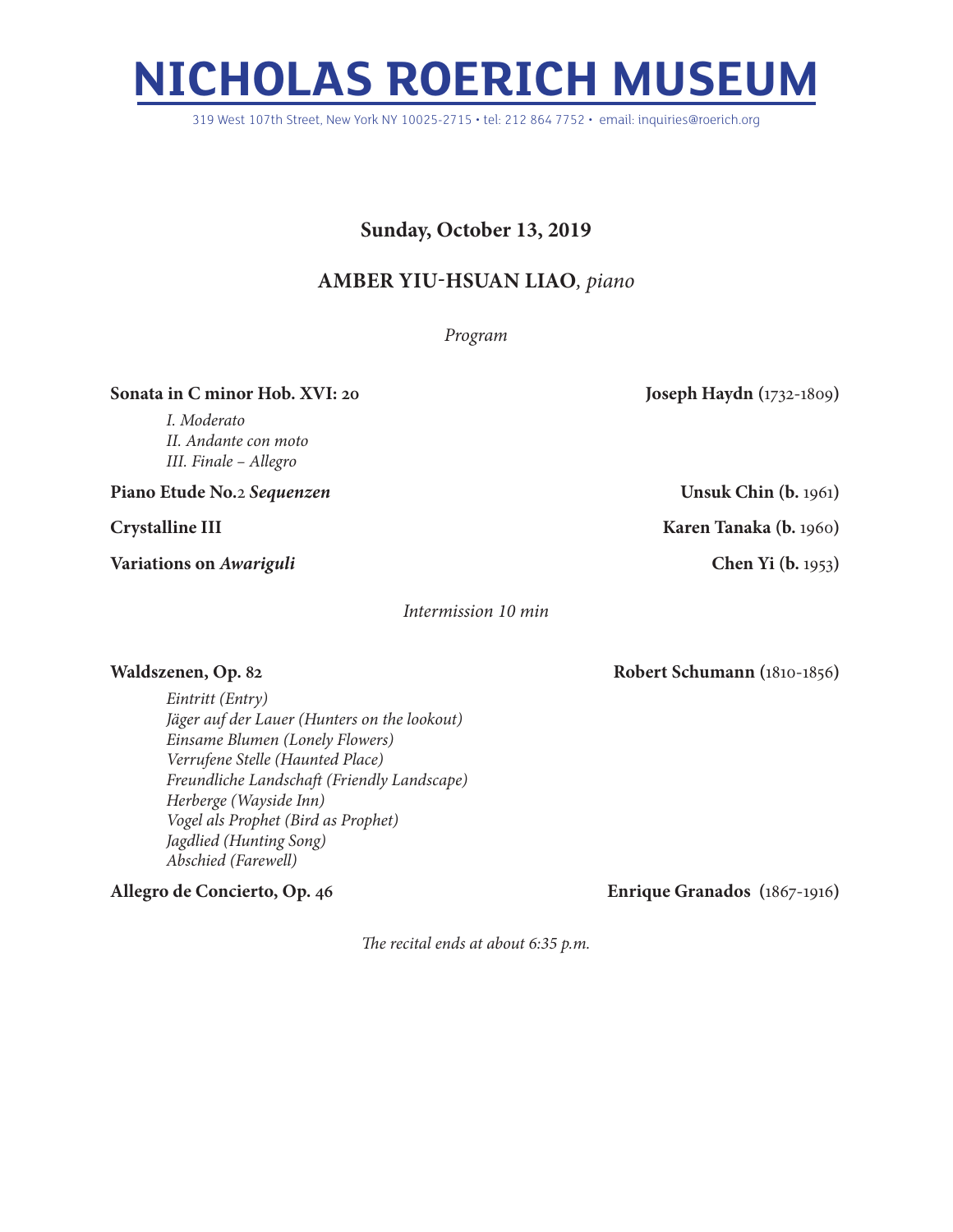# NICHOLAS ROERICH MUSEUM

319 West 107th Street, New York NY 10025-2715 • tel: 212 864 7752 • email: inquiries@roerich.org

**Sunday, October 13, 2019**

**AMBER YIU-HSUAN LIAO**, *piano*

*Program*

**Sonata in C minor Hob. XVI: 20** — **Joseph Haydn** (1732-1809)

*I. Moderato*
*II. Andante con moto*
*III. Finale – Allegro*

**Piano Etude No.2 *Sequenzen*** — **Unsuk Chin (b.** 1961**)**

**Crystalline III** — **Karen Tanaka (b.** 1960**)**

**Variations on *Awariguli*** — **Chen Yi (b.** 1953**)**

*Intermission 10 min*

**Waldszenen, Op. 82** — **Robert Schumann** (1810-1856)

*Eintritt (Entry)*
*Jäger auf der Lauer (Hunters on the lookout)*
*Einsame Blumen (Lonely Flowers)*
*Verrufene Stelle (Haunted Place)*
*Freundliche Landschaft (Friendly Landscape)*
*Herberge (Wayside Inn)*
*Vogel als Prophet (Bird as Prophet)*
*Jagdlied (Hunting Song)*
*Abschied (Farewell)*

**Allegro de Concierto, Op. 46** — **Enrique Granados** (1867-1916)

*The recital ends at about 6:35 p.m.*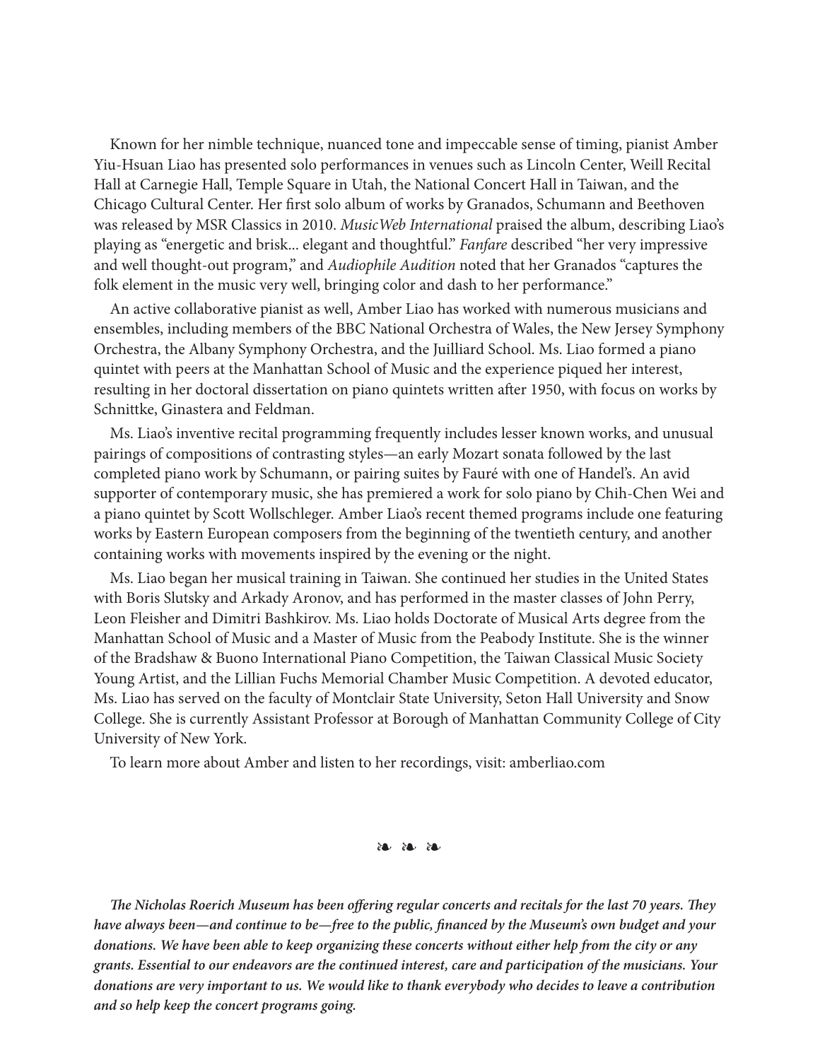Known for her nimble technique, nuanced tone and impeccable sense of timing, pianist Amber Yiu-Hsuan Liao has presented solo performances in venues such as Lincoln Center, Weill Recital Hall at Carnegie Hall, Temple Square in Utah, the National Concert Hall in Taiwan, and the Chicago Cultural Center. Her first solo album of works by Granados, Schumann and Beethoven was released by MSR Classics in 2010. *MusicWeb International* praised the album, describing Liao's playing as "energetic and brisk... elegant and thoughtful." *Fanfare* described "her very impressive and well thought-out program," and *Audiophile Audition* noted that her Granados "captures the folk element in the music very well, bringing color and dash to her performance."

An active collaborative pianist as well, Amber Liao has worked with numerous musicians and ensembles, including members of the BBC National Orchestra of Wales, the New Jersey Symphony Orchestra, the Albany Symphony Orchestra, and the Juilliard School. Ms. Liao formed a piano quintet with peers at the Manhattan School of Music and the experience piqued her interest, resulting in her doctoral dissertation on piano quintets written after 1950, with focus on works by Schnittke, Ginastera and Feldman.

Ms. Liao's inventive recital programming frequently includes lesser known works, and unusual pairings of compositions of contrasting styles—an early Mozart sonata followed by the last completed piano work by Schumann, or pairing suites by Fauré with one of Handel's. An avid supporter of contemporary music, she has premiered a work for solo piano by Chih-Chen Wei and a piano quintet by Scott Wollschleger. Amber Liao's recent themed programs include one featuring works by Eastern European composers from the beginning of the twentieth century, and another containing works with movements inspired by the evening or the night.

Ms. Liao began her musical training in Taiwan. She continued her studies in the United States with Boris Slutsky and Arkady Aronov, and has performed in the master classes of John Perry, Leon Fleisher and Dimitri Bashkirov. Ms. Liao holds Doctorate of Musical Arts degree from the Manhattan School of Music and a Master of Music from the Peabody Institute. She is the winner of the Bradshaw & Buono International Piano Competition, the Taiwan Classical Music Society Young Artist, and the Lillian Fuchs Memorial Chamber Music Competition. A devoted educator, Ms. Liao has served on the faculty of Montclair State University, Seton Hall University and Snow College. She is currently Assistant Professor at Borough of Manhattan Community College of City University of New York.

To learn more about Amber and listen to her recordings, visit: amberliao.com

❧ ❧ ❧

***The Nicholas Roerich Museum has been offering regular concerts and recitals for the last 70 years. They have always been—and continue to be—free to the public, financed by the Museum's own budget and your donations. We have been able to keep organizing these concerts without either help from the city or any grants. Essential to our endeavors are the continued interest, care and participation of the musicians. Your donations are very important to us. We would like to thank everybody who decides to leave a contribution and so help keep the concert programs going.***